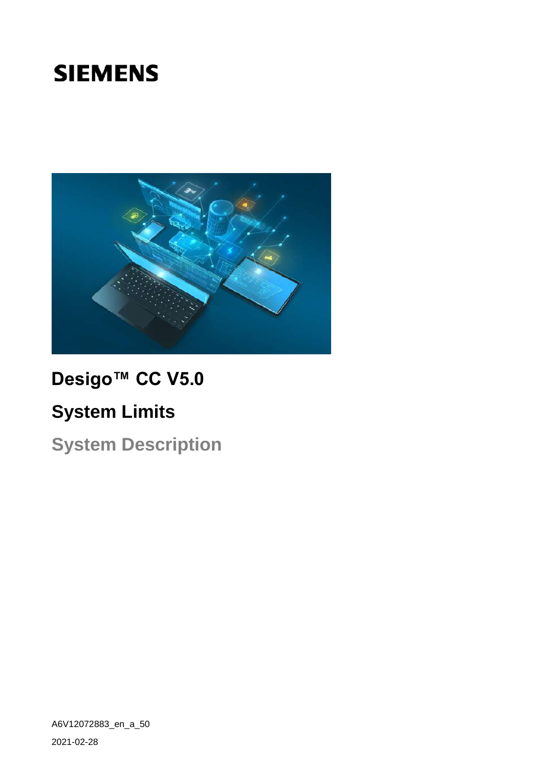SIEMENS

# Desigo™ CC V5.0

## System Limits

## System Description

A6V12072883_en_a_50

2021-02-28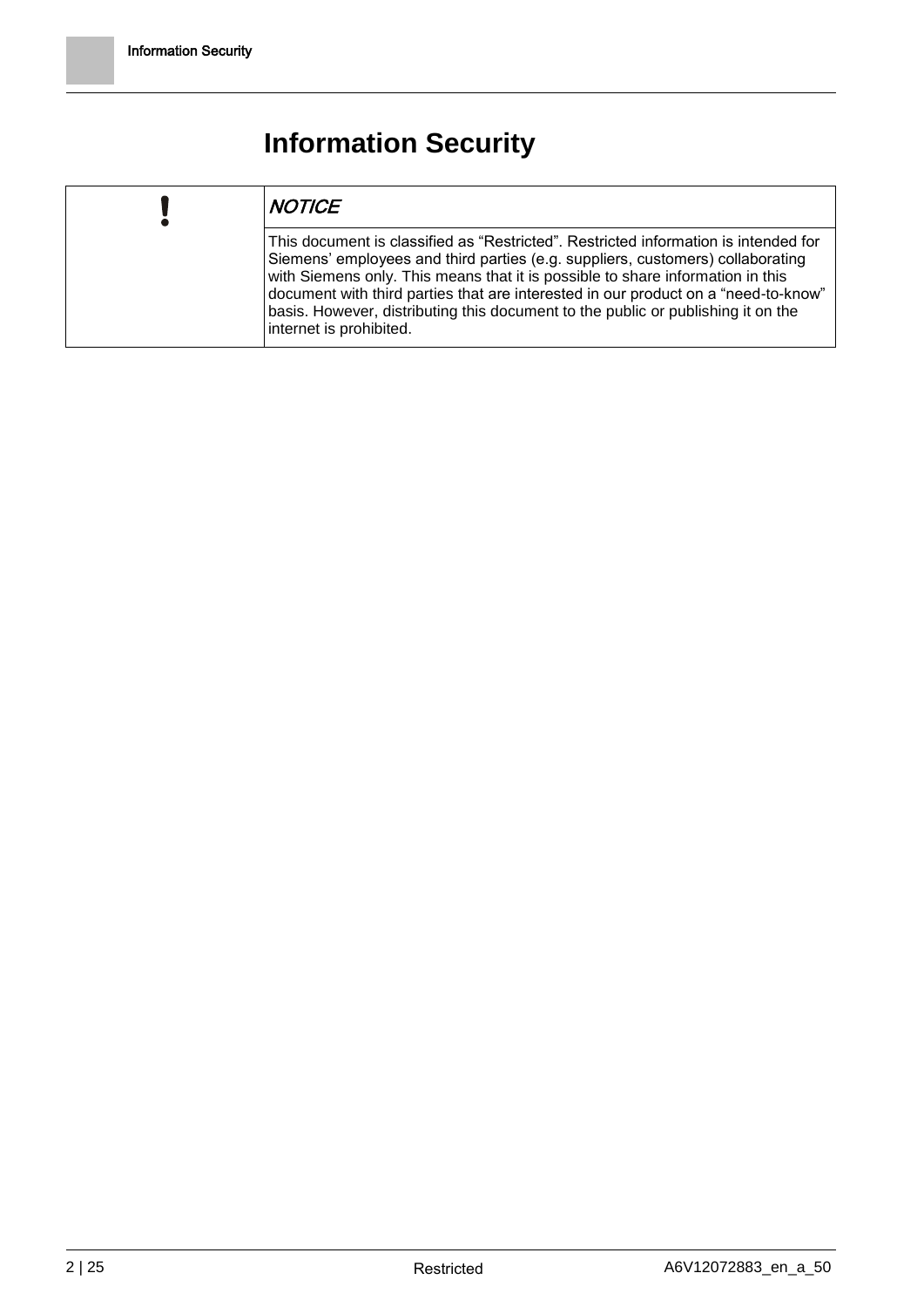# Information Security

| ! | *NOTICE* |
|---|---|
| | This document is classified as “Restricted”. Restricted information is intended for Siemens’ employees and third parties (e.g. suppliers, customers) collaborating with Siemens only. This means that it is possible to share information in this document with third parties that are interested in our product on a “need-to-know” basis. However, distributing this document to the public or publishing it on the internet is prohibited. |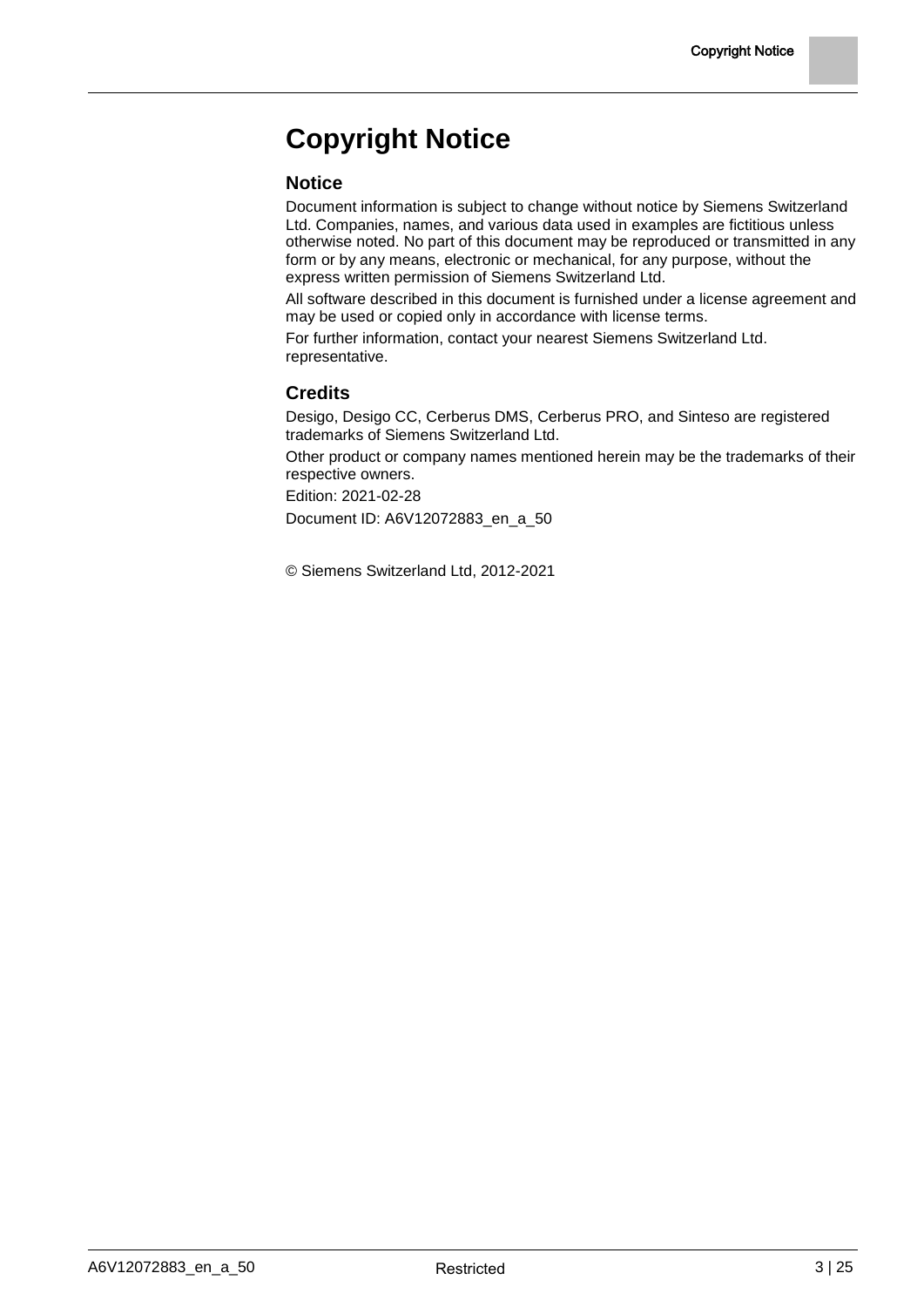# Copyright Notice

## Notice

Document information is subject to change without notice by Siemens Switzerland Ltd. Companies, names, and various data used in examples are fictitious unless otherwise noted. No part of this document may be reproduced or transmitted in any form or by any means, electronic or mechanical, for any purpose, without the express written permission of Siemens Switzerland Ltd.

All software described in this document is furnished under a license agreement and may be used or copied only in accordance with license terms.

For further information, contact your nearest Siemens Switzerland Ltd. representative.

## Credits

Desigo, Desigo CC, Cerberus DMS, Cerberus PRO, and Sinteso are registered trademarks of Siemens Switzerland Ltd.

Other product or company names mentioned herein may be the trademarks of their respective owners.

Edition: 2021-02-28

Document ID: A6V12072883_en_a_50

© Siemens Switzerland Ltd, 2012-2021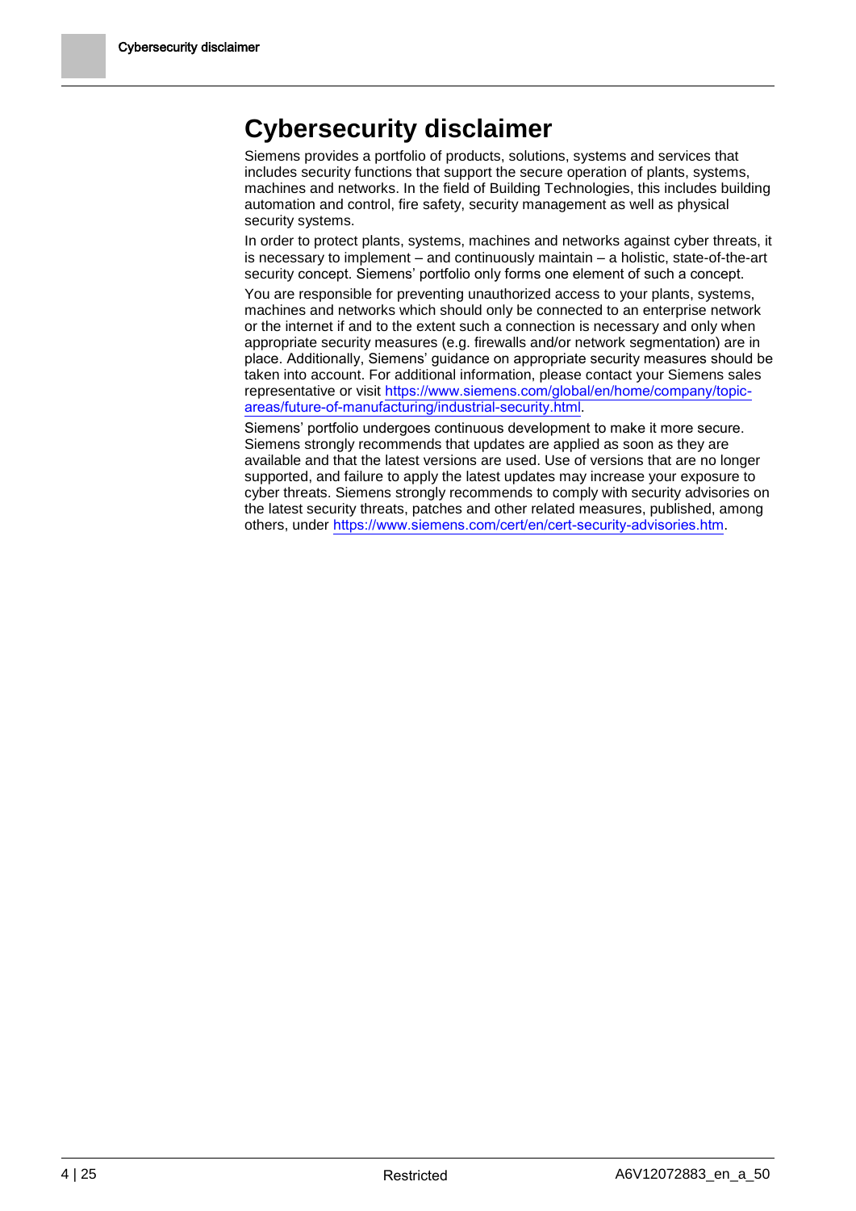# Cybersecurity disclaimer

Siemens provides a portfolio of products, solutions, systems and services that includes security functions that support the secure operation of plants, systems, machines and networks. In the field of Building Technologies, this includes building automation and control, fire safety, security management as well as physical security systems.

In order to protect plants, systems, machines and networks against cyber threats, it is necessary to implement – and continuously maintain – a holistic, state-of-the-art security concept. Siemens' portfolio only forms one element of such a concept.

You are responsible for preventing unauthorized access to your plants, systems, machines and networks which should only be connected to an enterprise network or the internet if and to the extent such a connection is necessary and only when appropriate security measures (e.g. firewalls and/or network segmentation) are in place. Additionally, Siemens' guidance on appropriate security measures should be taken into account. For additional information, please contact your Siemens sales representative or visit https://www.siemens.com/global/en/home/company/topic-areas/future-of-manufacturing/industrial-security.html.

Siemens' portfolio undergoes continuous development to make it more secure. Siemens strongly recommends that updates are applied as soon as they are available and that the latest versions are used. Use of versions that are no longer supported, and failure to apply the latest updates may increase your exposure to cyber threats. Siemens strongly recommends to comply with security advisories on the latest security threats, patches and other related measures, published, among others, under https://www.siemens.com/cert/en/cert-security-advisories.htm.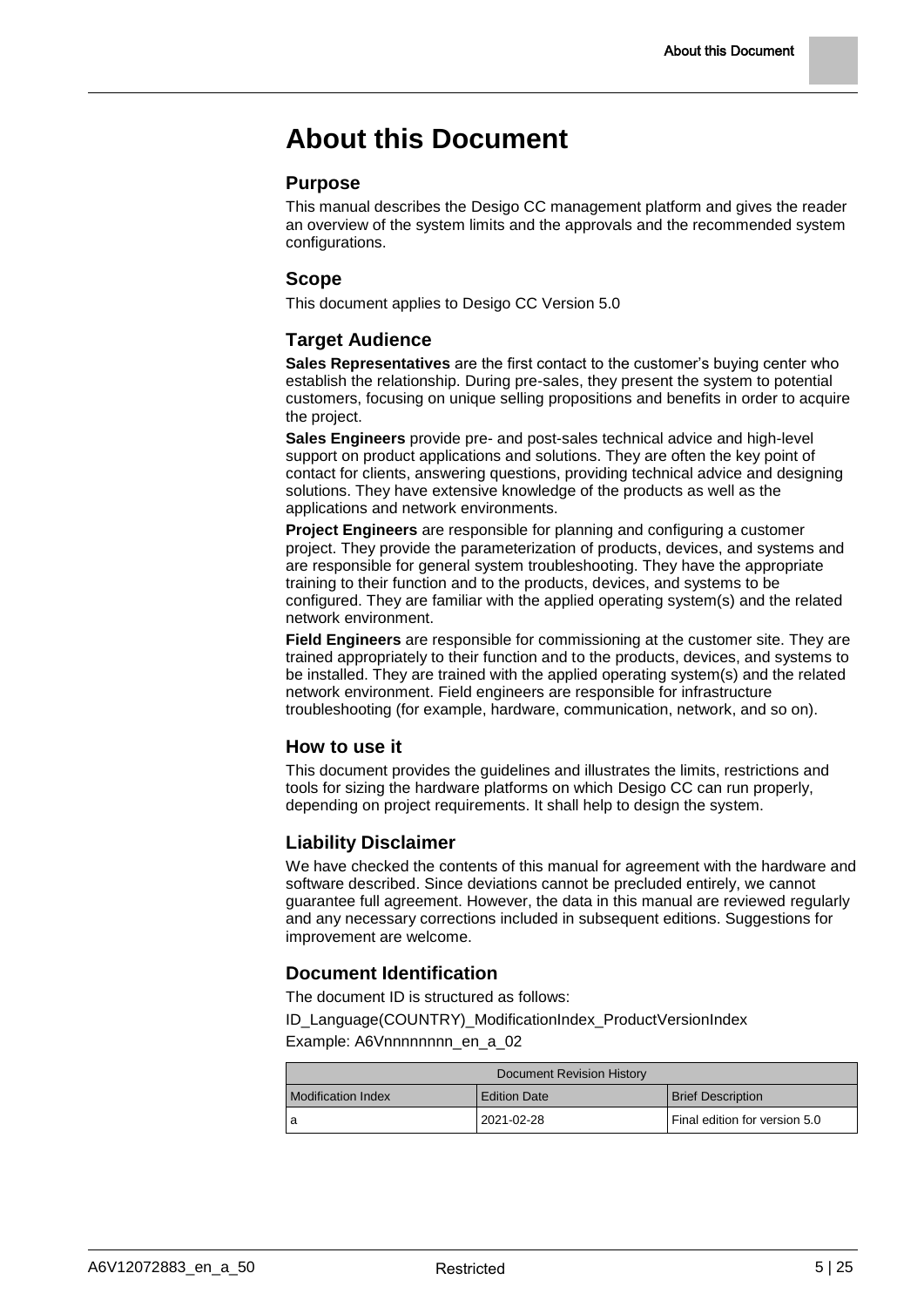# About this Document

## Purpose

This manual describes the Desigo CC management platform and gives the reader an overview of the system limits and the approvals and the recommended system configurations.

## Scope

This document applies to Desigo CC Version 5.0

## Target Audience

**Sales Representatives** are the first contact to the customer's buying center who establish the relationship. During pre-sales, they present the system to potential customers, focusing on unique selling propositions and benefits in order to acquire the project.

**Sales Engineers** provide pre- and post-sales technical advice and high-level support on product applications and solutions. They are often the key point of contact for clients, answering questions, providing technical advice and designing solutions. They have extensive knowledge of the products as well as the applications and network environments.

**Project Engineers** are responsible for planning and configuring a customer project. They provide the parameterization of products, devices, and systems and are responsible for general system troubleshooting. They have the appropriate training to their function and to the products, devices, and systems to be configured. They are familiar with the applied operating system(s) and the related network environment.

**Field Engineers** are responsible for commissioning at the customer site. They are trained appropriately to their function and to the products, devices, and systems to be installed. They are trained with the applied operating system(s) and the related network environment. Field engineers are responsible for infrastructure troubleshooting (for example, hardware, communication, network, and so on).

## How to use it

This document provides the guidelines and illustrates the limits, restrictions and tools for sizing the hardware platforms on which Desigo CC can run properly, depending on project requirements. It shall help to design the system.

## Liability Disclaimer

We have checked the contents of this manual for agreement with the hardware and software described. Since deviations cannot be precluded entirely, we cannot guarantee full agreement. However, the data in this manual are reviewed regularly and any necessary corrections included in subsequent editions. Suggestions for improvement are welcome.

## Document Identification

The document ID is structured as follows:

ID_Language(COUNTRY)_ModificationIndex_ProductVersionIndex

Example: A6Vnnnnnnnn_en_a_02

| Document Revision History | | |
|---|---|---|
| Modification Index | Edition Date | Brief Description |
| a | 2021-02-28 | Final edition for version 5.0 |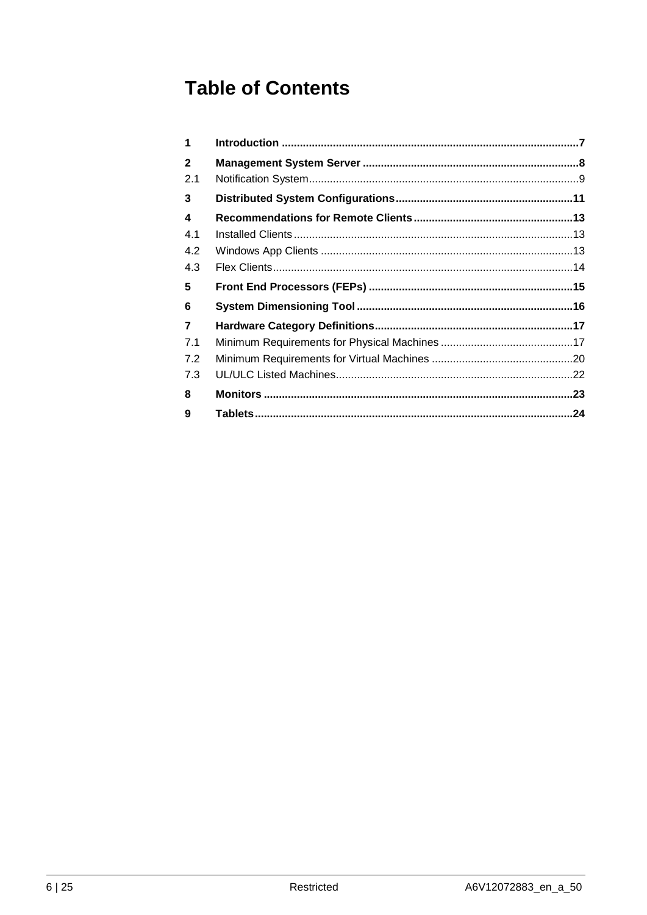# Table of Contents

| | | |
|---|---|---|
| **1** | **Introduction** | **7** |
| **2** | **Management System Server** | **8** |
| 2.1 | Notification System | 9 |
| **3** | **Distributed System Configurations** | **11** |
| **4** | **Recommendations for Remote Clients** | **13** |
| 4.1 | Installed Clients | 13 |
| 4.2 | Windows App Clients | 13 |
| 4.3 | Flex Clients | 14 |
| **5** | **Front End Processors (FEPs)** | **15** |
| **6** | **System Dimensioning Tool** | **16** |
| **7** | **Hardware Category Definitions** | **17** |
| 7.1 | Minimum Requirements for Physical Machines | 17 |
| 7.2 | Minimum Requirements for Virtual Machines | 20 |
| 7.3 | UL/ULC Listed Machines | 22 |
| **8** | **Monitors** | **23** |
| **9** | **Tablets** | **24** |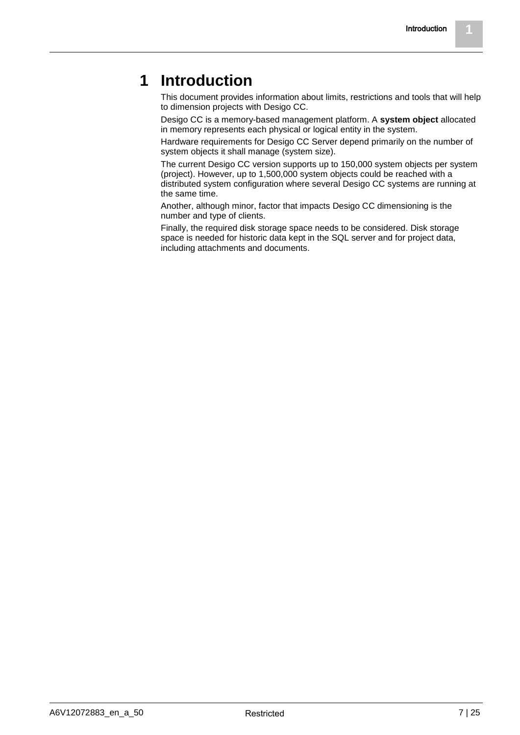# 1 Introduction

This document provides information about limits, restrictions and tools that will help to dimension projects with Desigo CC.

Desigo CC is a memory-based management platform. A **system object** allocated in memory represents each physical or logical entity in the system.

Hardware requirements for Desigo CC Server depend primarily on the number of system objects it shall manage (system size).

The current Desigo CC version supports up to 150,000 system objects per system (project). However, up to 1,500,000 system objects could be reached with a distributed system configuration where several Desigo CC systems are running at the same time.

Another, although minor, factor that impacts Desigo CC dimensioning is the number and type of clients.

Finally, the required disk storage space needs to be considered. Disk storage space is needed for historic data kept in the SQL server and for project data, including attachments and documents.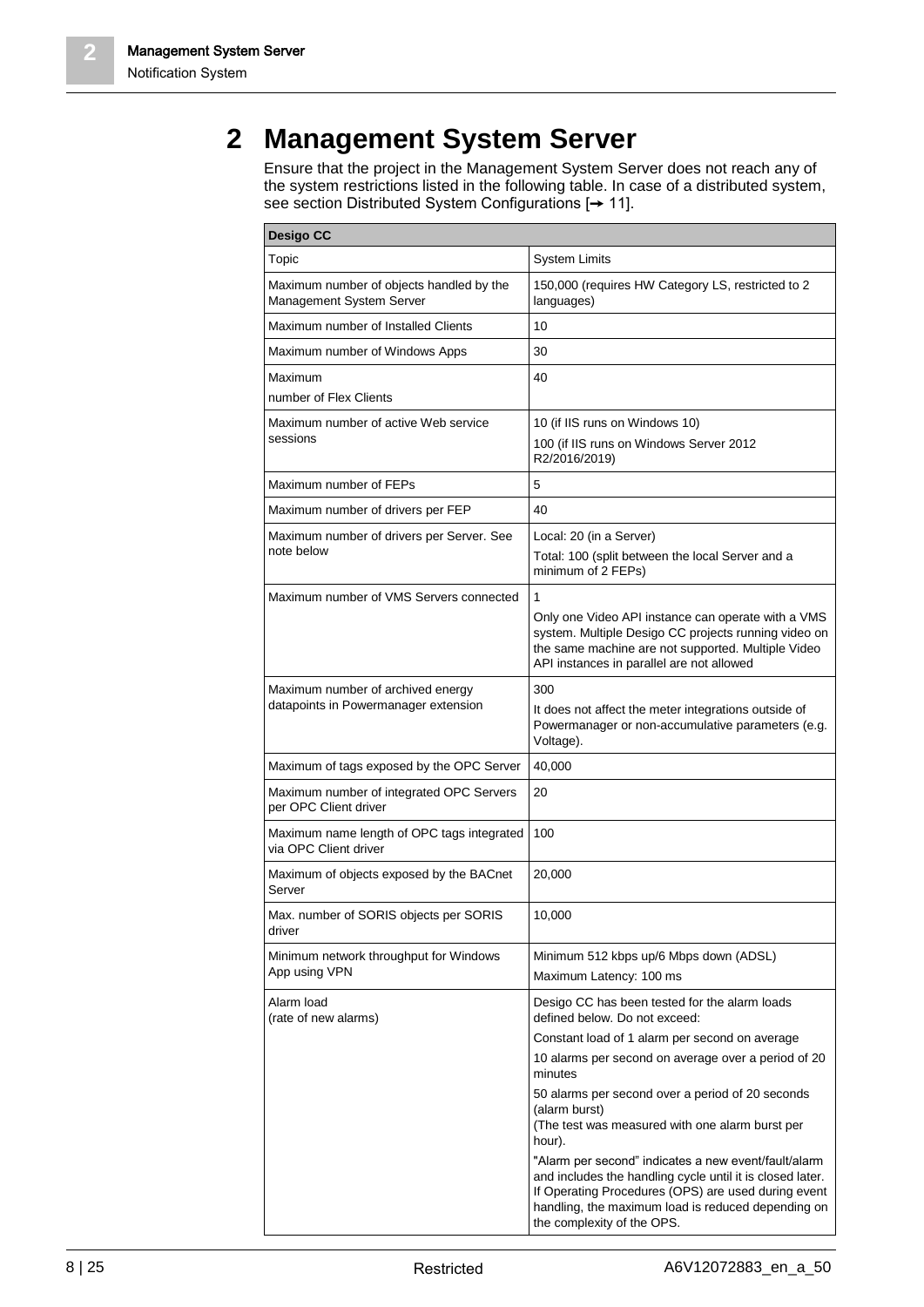# 2 Management System Server

Ensure that the project in the Management System Server does not reach any of the system restrictions listed in the following table. In case of a distributed system, see section Distributed System Configurations [→ 11].

| Desigo CC | |
|---|---|
| Topic | System Limits |
| Maximum number of objects handled by the Management System Server | 150,000 (requires HW Category LS, restricted to 2 languages) |
| Maximum number of Installed Clients | 10 |
| Maximum number of Windows Apps | 30 |
| Maximum number of Flex Clients | 40 |
| Maximum number of active Web service sessions | 10 (if IIS runs on Windows 10)<br>100 (if IIS runs on Windows Server 2012 R2/2016/2019) |
| Maximum number of FEPs | 5 |
| Maximum number of drivers per FEP | 40 |
| Maximum number of drivers per Server. See note below | Local: 20 (in a Server)<br>Total: 100 (split between the local Server and a minimum of 2 FEPs) |
| Maximum number of VMS Servers connected | 1<br>Only one Video API instance can operate with a VMS system. Multiple Desigo CC projects running video on the same machine are not supported. Multiple Video API instances in parallel are not allowed |
| Maximum number of archived energy datapoints in Powermanager extension | 300<br>It does not affect the meter integrations outside of Powermanager or non-accumulative parameters (e.g. Voltage). |
| Maximum of tags exposed by the OPC Server | 40,000 |
| Maximum number of integrated OPC Servers per OPC Client driver | 20 |
| Maximum name length of OPC tags integrated via OPC Client driver | 100 |
| Maximum of objects exposed by the BACnet Server | 20,000 |
| Max. number of SORIS objects per SORIS driver | 10,000 |
| Minimum network throughput for Windows App using VPN | Minimum 512 kbps up/6 Mbps down (ADSL)<br>Maximum Latency: 100 ms |
| Alarm load<br>(rate of new alarms) | Desigo CC has been tested for the alarm loads defined below. Do not exceed:<br>Constant load of 1 alarm per second on average<br>10 alarms per second on average over a period of 20 minutes<br>50 alarms per second over a period of 20 seconds (alarm burst)<br>(The test was measured with one alarm burst per hour).<br>"Alarm per second" indicates a new event/fault/alarm and includes the handling cycle until it is closed later. If Operating Procedures (OPS) are used during event handling, the maximum load is reduced depending on the complexity of the OPS. |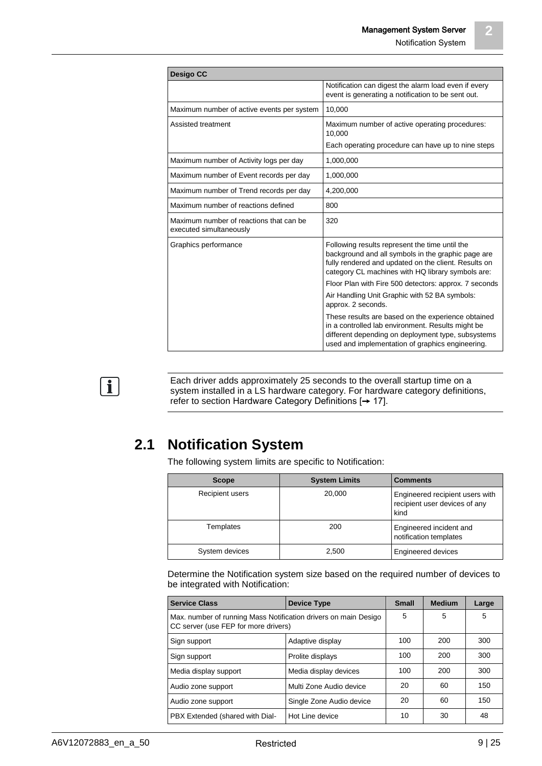| Desigo CC | |
| --- | --- |
| | Notification can digest the alarm load even if every event is generating a notification to be sent out. |
| Maximum number of active events per system | 10,000 |
| Assisted treatment | Maximum number of active operating procedures: 10,000<br><br>Each operating procedure can have up to nine steps |
| Maximum number of Activity logs per day | 1,000,000 |
| Maximum number of Event records per day | 1,000,000 |
| Maximum number of Trend records per day | 4,200,000 |
| Maximum number of reactions defined | 800 |
| Maximum number of reactions that can be executed simultaneously | 320 |
| Graphics performance | Following results represent the time until the background and all symbols in the graphic page are fully rendered and updated on the client. Results on category CL machines with HQ library symbols are:<br><br>Floor Plan with Fire 500 detectors: approx. 7 seconds<br><br>Air Handling Unit Graphic with 52 BA symbols: approx. 2 seconds.<br><br>These results are based on the experience obtained in a controlled lab environment. Results might be different depending on deployment type, subsystems used and implementation of graphics engineering. |

Each driver adds approximately 25 seconds to the overall startup time on a system installed in a LS hardware category. For hardware category definitions, refer to section Hardware Category Definitions [→ 17].

## 2.1 Notification System

The following system limits are specific to Notification:

| Scope | System Limits | Comments |
| --- | --- | --- |
| Recipient users | 20,000 | Engineered recipient users with recipient user devices of any kind |
| Templates | 200 | Engineered incident and notification templates |
| System devices | 2,500 | Engineered devices |

Determine the Notification system size based on the required number of devices to be integrated with Notification:

| Service Class | Device Type | Small | Medium | Large |
| --- | --- | --- | --- | --- |
| Max. number of running Mass Notification drivers on main Desigo CC server (use FEP for more drivers) | | 5 | 5 | 5 |
| Sign support | Adaptive display | 100 | 200 | 300 |
| Sign support | Prolite displays | 100 | 200 | 300 |
| Media display support | Media display devices | 100 | 200 | 300 |
| Audio zone support | Multi Zone Audio device | 20 | 60 | 150 |
| Audio zone support | Single Zone Audio device | 20 | 60 | 150 |
| PBX Extended (shared with Dial- | Hot Line device | 10 | 30 | 48 |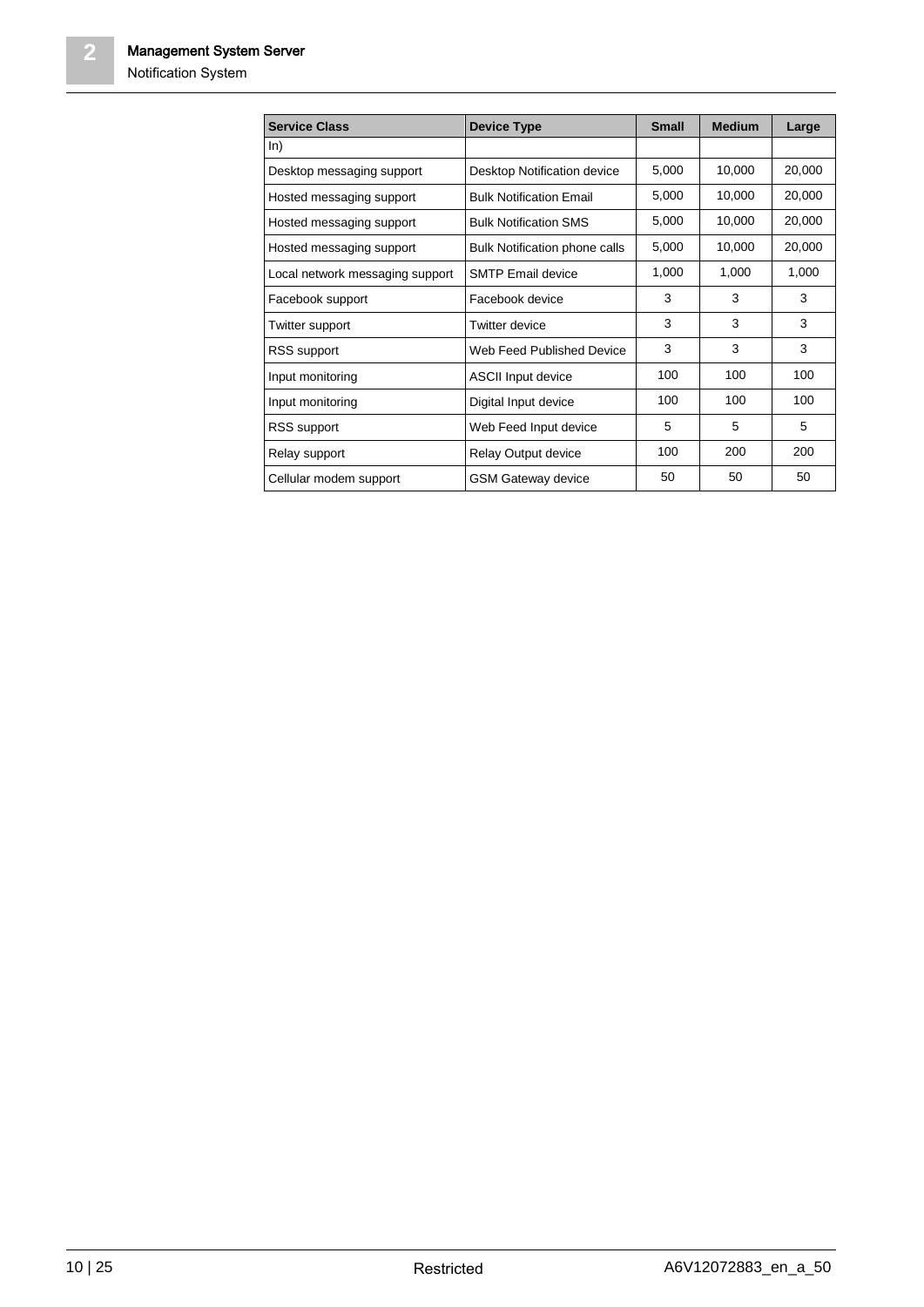| Service Class | Device Type | Small | Medium | Large |
|---|---|---|---|---|
| In) | | | | |
| Desktop messaging support | Desktop Notification device | 5,000 | 10,000 | 20,000 |
| Hosted messaging support | Bulk Notification Email | 5,000 | 10,000 | 20,000 |
| Hosted messaging support | Bulk Notification SMS | 5,000 | 10,000 | 20,000 |
| Hosted messaging support | Bulk Notification phone calls | 5,000 | 10,000 | 20,000 |
| Local network messaging support | SMTP Email device | 1,000 | 1,000 | 1,000 |
| Facebook support | Facebook device | 3 | 3 | 3 |
| Twitter support | Twitter device | 3 | 3 | 3 |
| RSS support | Web Feed Published Device | 3 | 3 | 3 |
| Input monitoring | ASCII Input device | 100 | 100 | 100 |
| Input monitoring | Digital Input device | 100 | 100 | 100 |
| RSS support | Web Feed Input device | 5 | 5 | 5 |
| Relay support | Relay Output device | 100 | 200 | 200 |
| Cellular modem support | GSM Gateway device | 50 | 50 | 50 |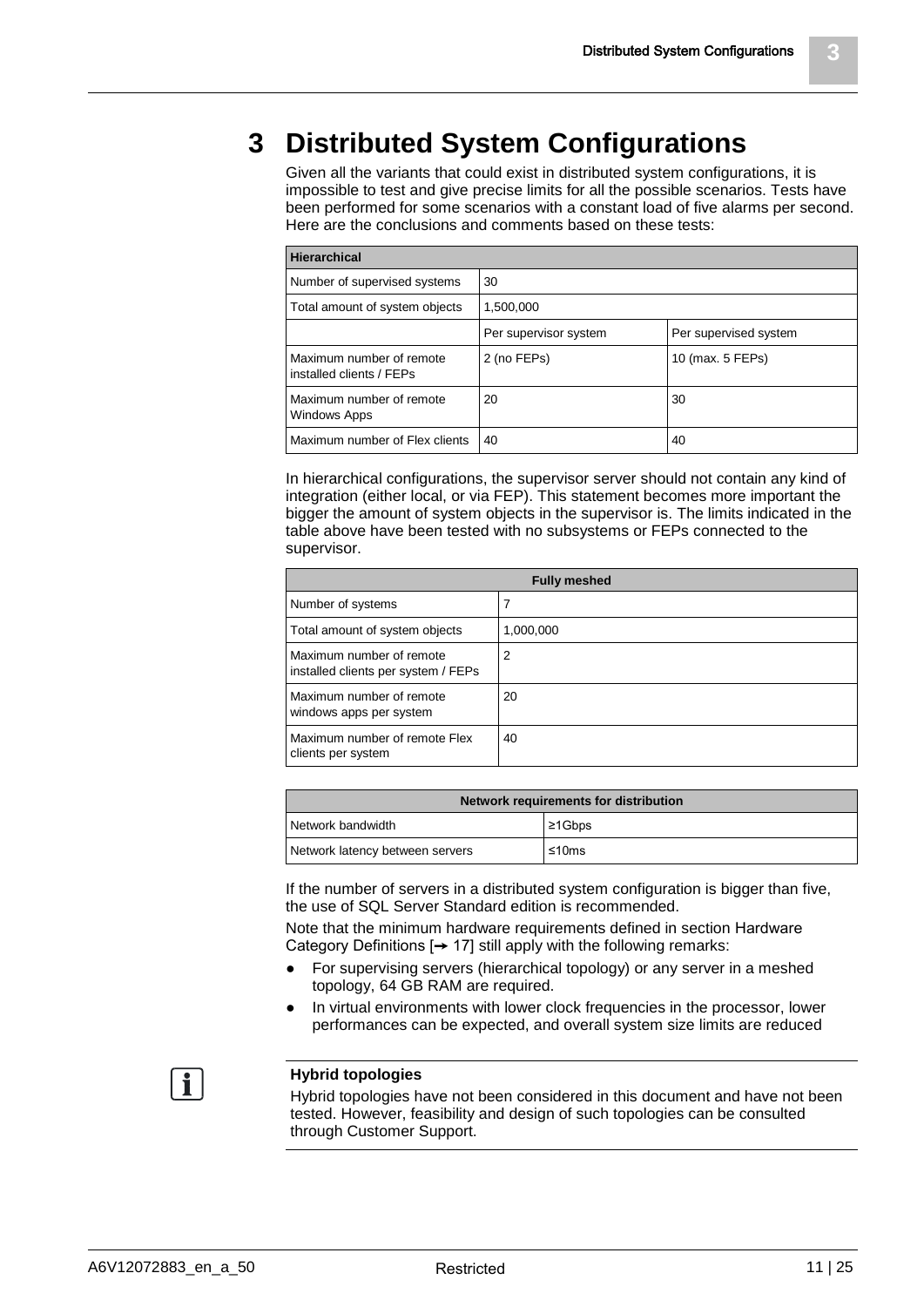# 3 Distributed System Configurations

Given all the variants that could exist in distributed system configurations, it is impossible to test and give precise limits for all the possible scenarios. Tests have been performed for some scenarios with a constant load of five alarms per second. Here are the conclusions and comments based on these tests:

| **Hierarchical** | | |
|---|---|---|
| Number of supervised systems | 30 | |
| Total amount of system objects | 1,500,000 | |
| | Per supervisor system | Per supervised system |
| Maximum number of remote installed clients / FEPs | 2 (no FEPs) | 10 (max. 5 FEPs) |
| Maximum number of remote Windows Apps | 20 | 30 |
| Maximum number of Flex clients | 40 | 40 |

In hierarchical configurations, the supervisor server should not contain any kind of integration (either local, or via FEP). This statement becomes more important the bigger the amount of system objects in the supervisor is. The limits indicated in the table above have been tested with no subsystems or FEPs connected to the supervisor.

| **Fully meshed** | |
|---|---|
| Number of systems | 7 |
| Total amount of system objects | 1,000,000 |
| Maximum number of remote installed clients per system / FEPs | 2 |
| Maximum number of remote windows apps per system | 20 |
| Maximum number of remote Flex clients per system | 40 |

| **Network requirements for distribution** | |
|---|---|
| Network bandwidth | ≥1Gbps |
| Network latency between servers | ≤10ms |

If the number of servers in a distributed system configuration is bigger than five, the use of SQL Server Standard edition is recommended.

Note that the minimum hardware requirements defined in section Hardware Category Definitions [→ 17] still apply with the following remarks:

- For supervising servers (hierarchical topology) or any server in a meshed topology, 64 GB RAM are required.
- In virtual environments with lower clock frequencies in the processor, lower performances can be expected, and overall system size limits are reduced

**Hybrid topologies**

Hybrid topologies have not been considered in this document and have not been tested. However, feasibility and design of such topologies can be consulted through Customer Support.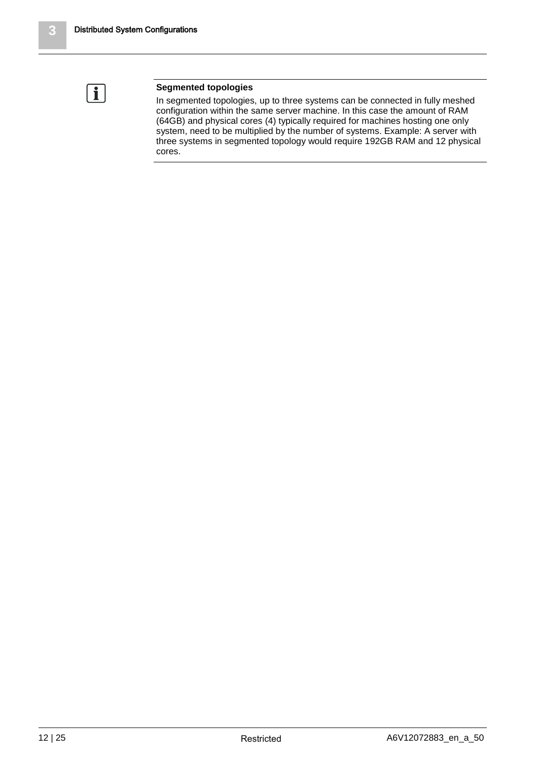**Segmented topologies**

In segmented topologies, up to three systems can be connected in fully meshed configuration within the same server machine. In this case the amount of RAM (64GB) and physical cores (4) typically required for machines hosting one only system, need to be multiplied by the number of systems. Example: A server with three systems in segmented topology would require 192GB RAM and 12 physical cores.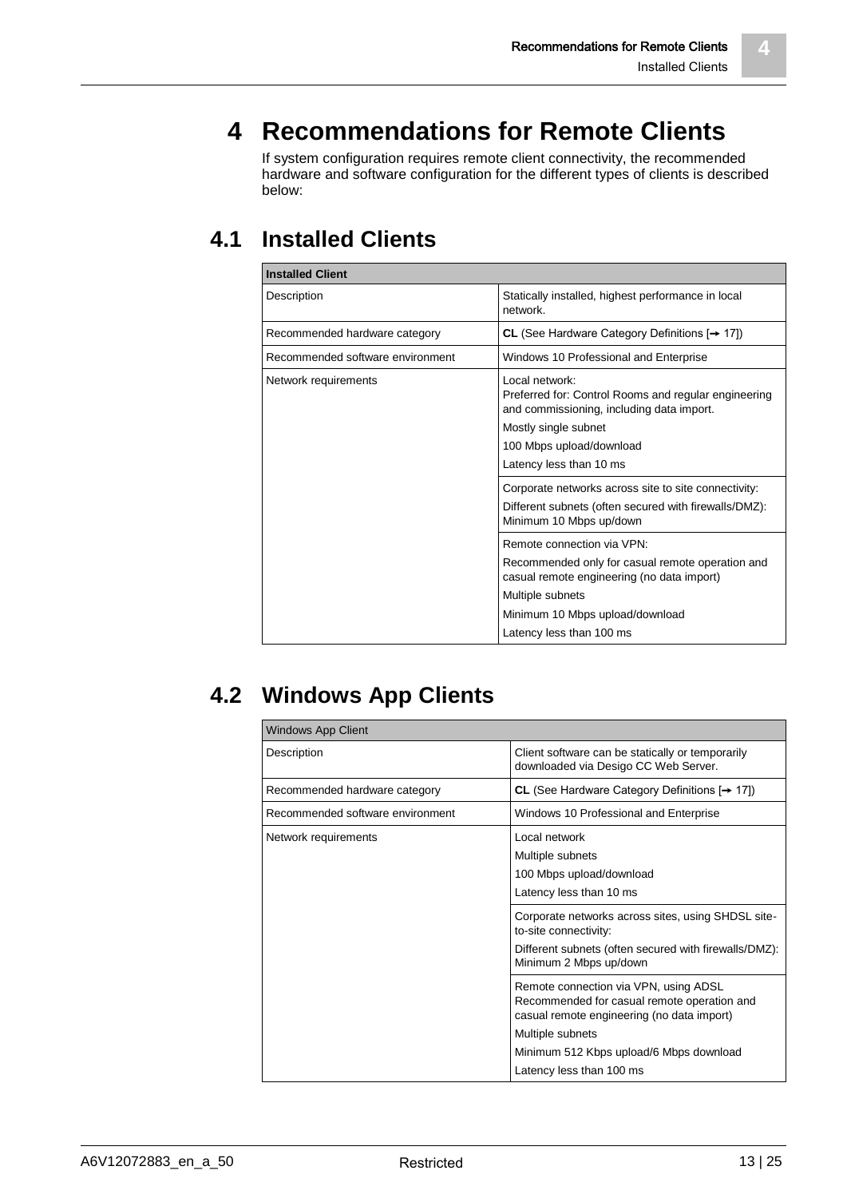# 4 Recommendations for Remote Clients

If system configuration requires remote client connectivity, the recommended hardware and software configuration for the different types of clients is described below:

## 4.1 Installed Clients

| **Installed Client** | |
|---|---|
| Description | Statically installed, highest performance in local network. |
| Recommended hardware category | **CL** (See Hardware Category Definitions [→ 17]) |
| Recommended software environment | Windows 10 Professional and Enterprise |
| Network requirements | Local network:<br>Preferred for: Control Rooms and regular engineering and commissioning, including data import.<br>Mostly single subnet<br>100 Mbps upload/download<br>Latency less than 10 ms |
| | Corporate networks across site to site connectivity:<br>Different subnets (often secured with firewalls/DMZ): Minimum 10 Mbps up/down |
| | Remote connection via VPN:<br>Recommended only for casual remote operation and casual remote engineering (no data import)<br>Multiple subnets<br>Minimum 10 Mbps upload/download<br>Latency less than 100 ms |

## 4.2 Windows App Clients

| Windows App Client | |
|---|---|
| Description | Client software can be statically or temporarily downloaded via Desigo CC Web Server. |
| Recommended hardware category | **CL** (See Hardware Category Definitions [→ 17]) |
| Recommended software environment | Windows 10 Professional and Enterprise |
| Network requirements | Local network<br>Multiple subnets<br>100 Mbps upload/download<br>Latency less than 10 ms |
| | Corporate networks across sites, using SHDSL site-to-site connectivity:<br>Different subnets (often secured with firewalls/DMZ): Minimum 2 Mbps up/down |
| | Remote connection via VPN, using ADSL<br>Recommended for casual remote operation and casual remote engineering (no data import)<br>Multiple subnets<br>Minimum 512 Kbps upload/6 Mbps download<br>Latency less than 100 ms |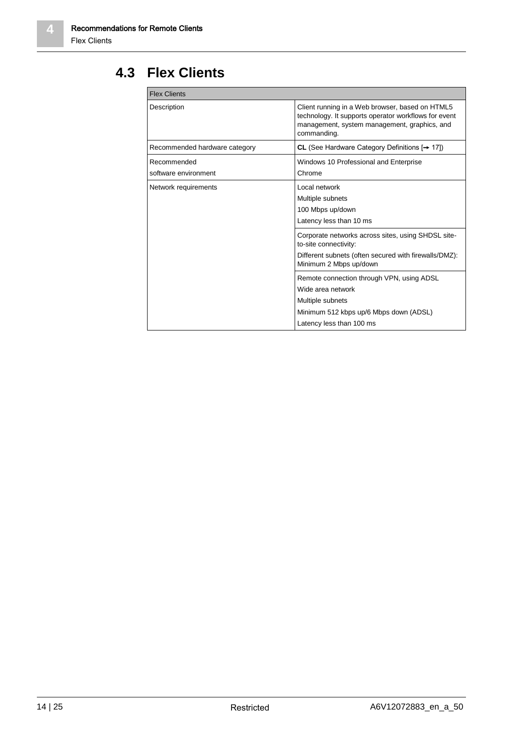## 4.3 Flex Clients

| Flex Clients | |
|---|---|
| Description | Client running in a Web browser, based on HTML5 technology. It supports operator workflows for event management, system management, graphics, and commanding. |
| Recommended hardware category | **CL** (See Hardware Category Definitions [→ 17]) |
| Recommended software environment | Windows 10 Professional and Enterprise<br>Chrome |
| Network requirements | Local network<br>Multiple subnets<br>100 Mbps up/down<br>Latency less than 10 ms |
| | Corporate networks across sites, using SHDSL site-to-site connectivity:<br>Different subnets (often secured with firewalls/DMZ): Minimum 2 Mbps up/down |
| | Remote connection through VPN, using ADSL<br>Wide area network<br>Multiple subnets<br>Minimum 512 kbps up/6 Mbps down (ADSL)<br>Latency less than 100 ms |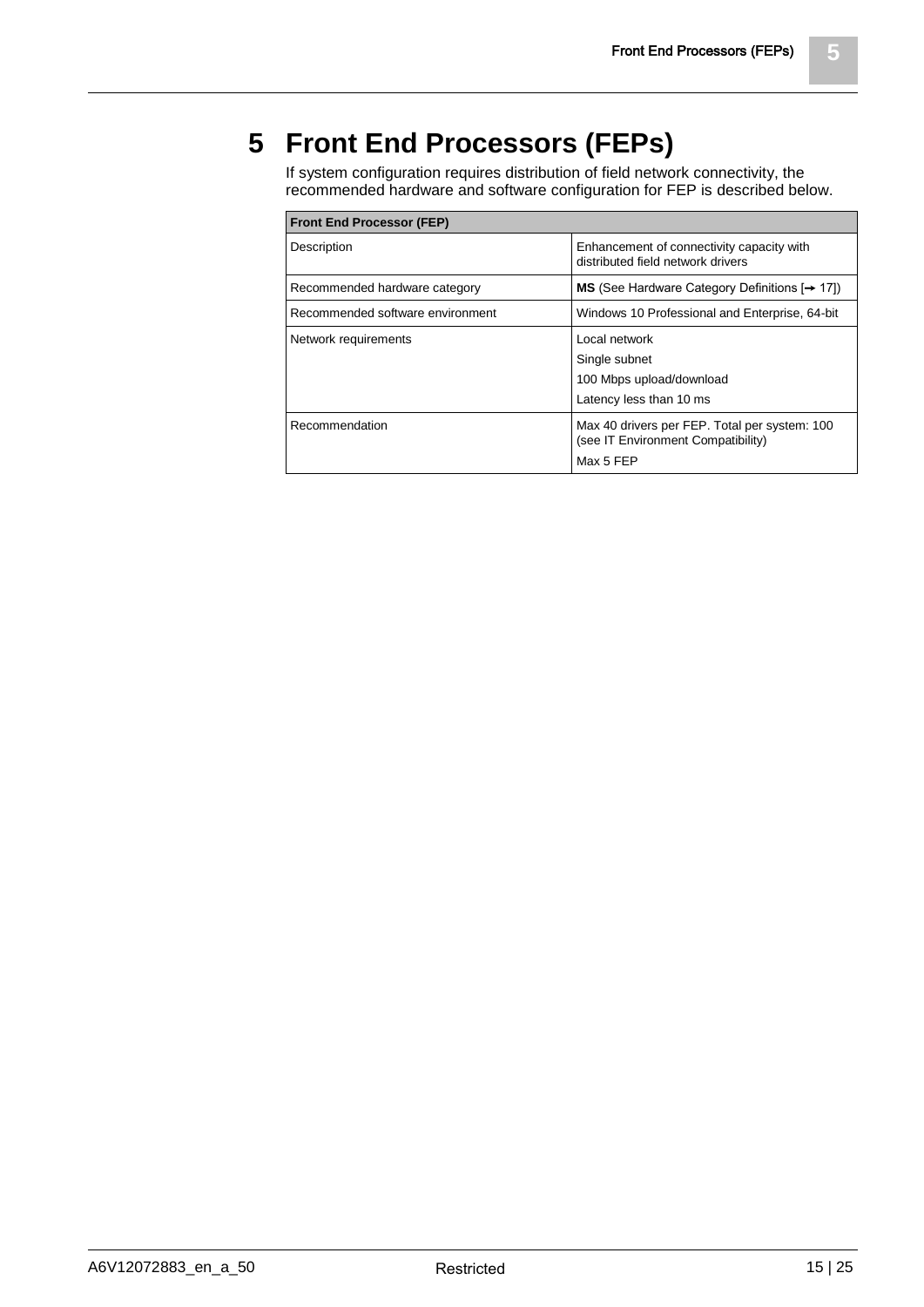# 5 Front End Processors (FEPs)

If system configuration requires distribution of field network connectivity, the recommended hardware and software configuration for FEP is described below.

| Front End Processor (FEP) | |
|---|---|
| Description | Enhancement of connectivity capacity with distributed field network drivers |
| Recommended hardware category | **MS** (See Hardware Category Definitions [→ 17]) |
| Recommended software environment | Windows 10 Professional and Enterprise, 64-bit |
| Network requirements | Local network<br>Single subnet<br>100 Mbps upload/download<br>Latency less than 10 ms |
| Recommendation | Max 40 drivers per FEP. Total per system: 100 (see IT Environment Compatibility)<br>Max 5 FEP |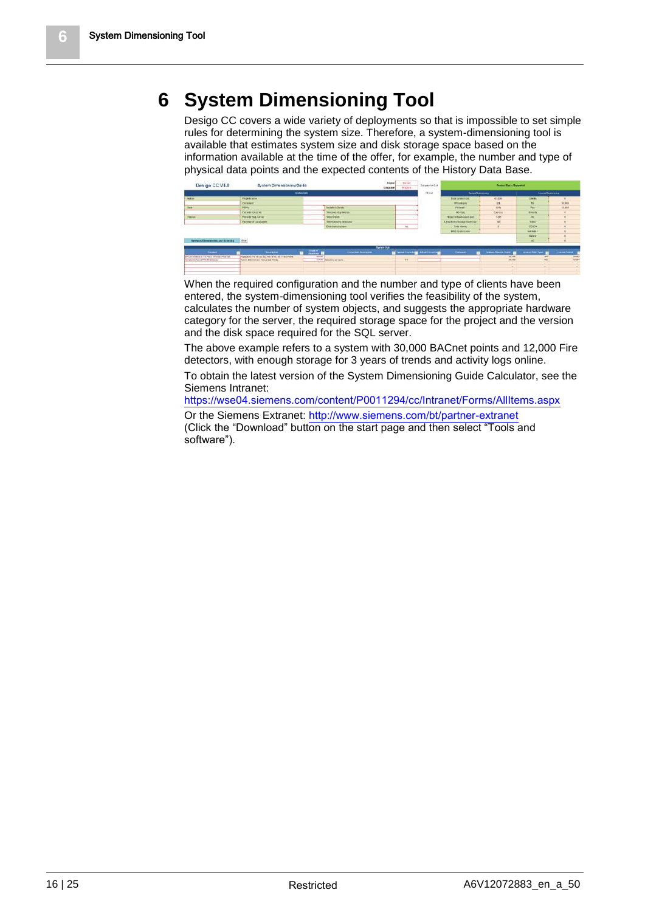# 6 System Dimensioning Tool

Desigo CC covers a wide variety of deployments so that is impossible to set simple rules for determining the system size. Therefore, a system-dimensioning tool is available that estimates system size and disk storage space based on the information available at the time of the offer, for example, the number and type of physical data points and the expected contents of the History Data Base.

When the required configuration and the number and type of clients have been entered, the system-dimensioning tool verifies the feasibility of the system, calculates the number of system objects, and suggests the appropriate hardware category for the server, the required storage space for the project and the version and the disk space required for the SQL server.

The above example refers to a system with 30,000 BACnet points and 12,000 Fire detectors, with enough storage for 3 years of trends and activity logs online.

To obtain the latest version of the System Dimensioning Guide Calculator, see the Siemens Intranet:
https://wse04.siemens.com/content/P0011294/cc/Intranet/Forms/AllItems.aspx

Or the Siemens Extranet: http://www.siemens.com/bt/partner-extranet
(Click the "Download" button on the start page and then select "Tools and software").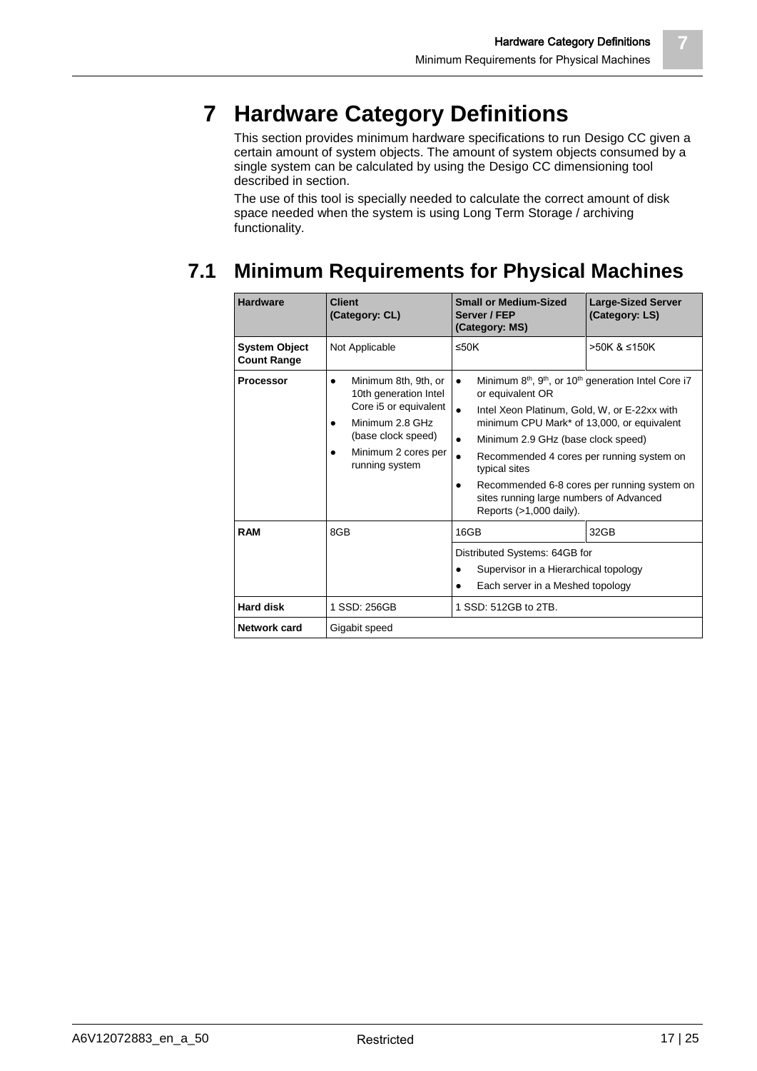# 7 Hardware Category Definitions

This section provides minimum hardware specifications to run Desigo CC given a certain amount of system objects. The amount of system objects consumed by a single system can be calculated by using the Desigo CC dimensioning tool described in section.

The use of this tool is specially needed to calculate the correct amount of disk space needed when the system is using Long Term Storage / archiving functionality.

## 7.1 Minimum Requirements for Physical Machines

| Hardware | Client (Category: CL) | Small or Medium-Sized Server / FEP (Category: MS) | Large-Sized Server (Category: LS) |
|---|---|---|---|
| **System Object Count Range** | Not Applicable | ≤50K | >50K & ≤150K |
| **Processor** | • Minimum 8th, 9th, or 10th generation Intel Core i5 or equivalent<br>• Minimum 2.8 GHz (base clock speed)<br>• Minimum 2 cores per running system | • Minimum 8th, 9th, or 10th generation Intel Core i7 or equivalent OR<br>• Intel Xeon Platinum, Gold, W, or E-22xx with minimum CPU Mark* of 13,000, or equivalent<br>• Minimum 2.9 GHz (base clock speed)<br>• Recommended 4 cores per running system on typical sites<br>• Recommended 6-8 cores per running system on sites running large numbers of Advanced Reports (>1,000 daily). | |
| **RAM** | 8GB | 16GB | 32GB |
| | | Distributed Systems: 64GB for<br>• Supervisor in a Hierarchical topology<br>• Each server in a Meshed topology | |
| **Hard disk** | 1 SSD: 256GB | 1 SSD: 512GB to 2TB. | |
| **Network card** | Gigabit speed | | |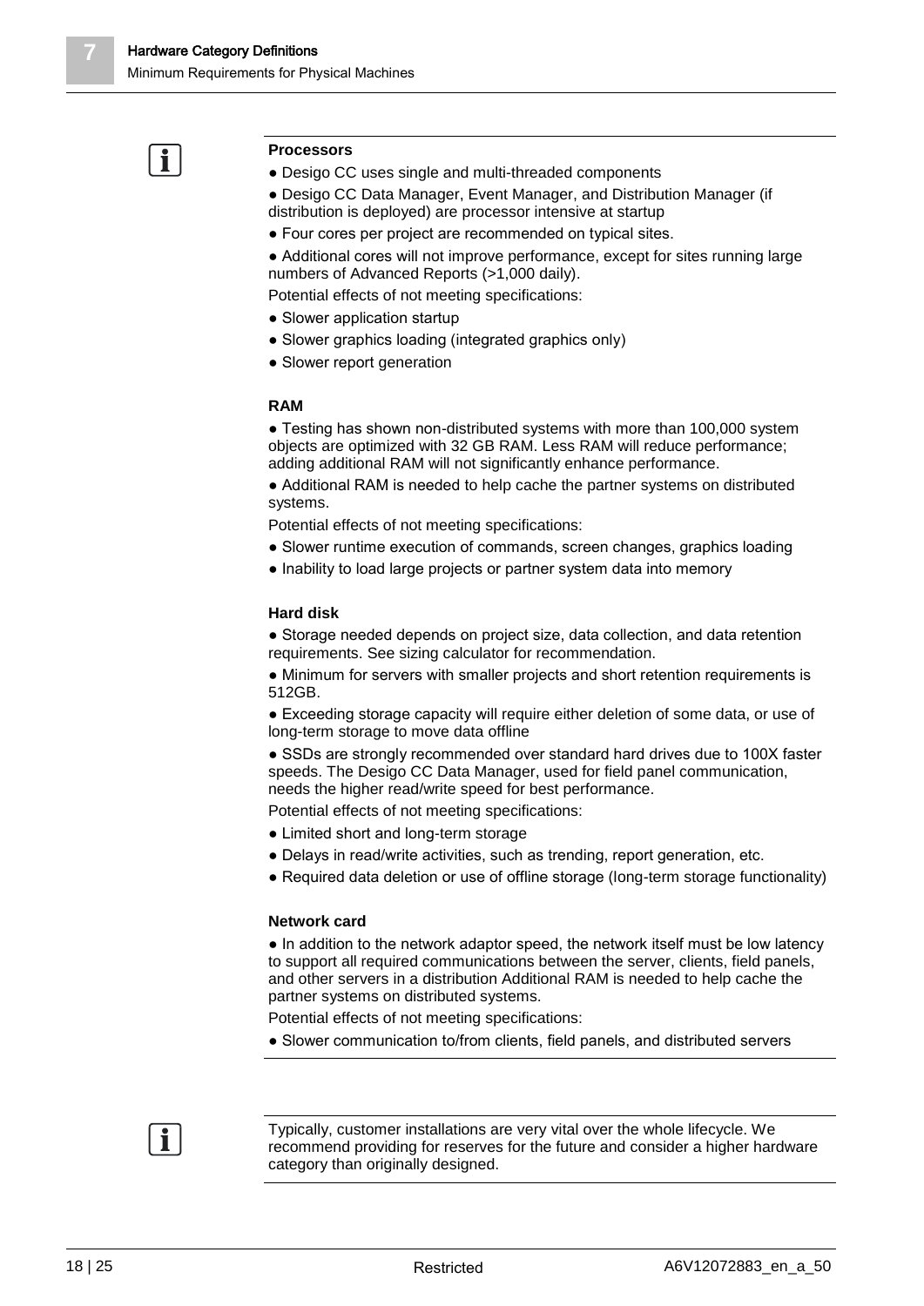**Processors**

- Desigo CC uses single and multi-threaded components
- Desigo CC Data Manager, Event Manager, and Distribution Manager (if distribution is deployed) are processor intensive at startup
- Four cores per project are recommended on typical sites.
- Additional cores will not improve performance, except for sites running large numbers of Advanced Reports (>1,000 daily).

Potential effects of not meeting specifications:

- Slower application startup
- Slower graphics loading (integrated graphics only)
- Slower report generation

**RAM**

- Testing has shown non-distributed systems with more than 100,000 system objects are optimized with 32 GB RAM. Less RAM will reduce performance; adding additional RAM will not significantly enhance performance.
- Additional RAM is needed to help cache the partner systems on distributed systems.

Potential effects of not meeting specifications:

- Slower runtime execution of commands, screen changes, graphics loading
- Inability to load large projects or partner system data into memory

**Hard disk**

- Storage needed depends on project size, data collection, and data retention requirements. See sizing calculator for recommendation.
- Minimum for servers with smaller projects and short retention requirements is 512GB.
- Exceeding storage capacity will require either deletion of some data, or use of long-term storage to move data offline
- SSDs are strongly recommended over standard hard drives due to 100X faster speeds. The Desigo CC Data Manager, used for field panel communication, needs the higher read/write speed for best performance.

Potential effects of not meeting specifications:

- Limited short and long-term storage
- Delays in read/write activities, such as trending, report generation, etc.
- Required data deletion or use of offline storage (long-term storage functionality)

**Network card**

- In addition to the network adaptor speed, the network itself must be low latency to support all required communications between the server, clients, field panels, and other servers in a distribution Additional RAM is needed to help cache the partner systems on distributed systems.

Potential effects of not meeting specifications:

- Slower communication to/from clients, field panels, and distributed servers

Typically, customer installations are very vital over the whole lifecycle. We recommend providing for reserves for the future and consider a higher hardware category than originally designed.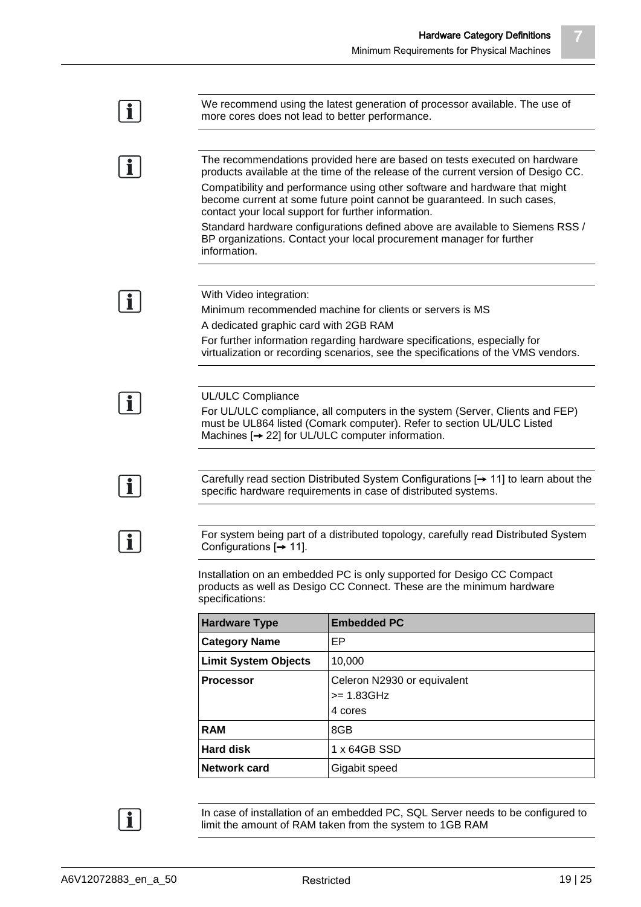We recommend using the latest generation of processor available. The use of more cores does not lead to better performance.

The recommendations provided here are based on tests executed on hardware products available at the time of the release of the current version of Desigo CC.

Compatibility and performance using other software and hardware that might become current at some future point cannot be guaranteed. In such cases, contact your local support for further information.

Standard hardware configurations defined above are available to Siemens RSS / BP organizations. Contact your local procurement manager for further information.

With Video integration:

Minimum recommended machine for clients or servers is MS

A dedicated graphic card with 2GB RAM

For further information regarding hardware specifications, especially for virtualization or recording scenarios, see the specifications of the VMS vendors.

UL/ULC Compliance

For UL/ULC compliance, all computers in the system (Server, Clients and FEP) must be UL864 listed (Comark computer). Refer to section UL/ULC Listed Machines [→ 22] for UL/ULC computer information.

Carefully read section Distributed System Configurations [→ 11] to learn about the specific hardware requirements in case of distributed systems.

For system being part of a distributed topology, carefully read Distributed System Configurations [→ 11].

Installation on an embedded PC is only supported for Desigo CC Compact products as well as Desigo CC Connect. These are the minimum hardware specifications:

| Hardware Type | Embedded PC |
|---|---|
| **Category Name** | EP |
| **Limit System Objects** | 10,000 |
| **Processor** | Celeron N2930 or equivalent<br>>= 1.83GHz<br>4 cores |
| **RAM** | 8GB |
| **Hard disk** | 1 x 64GB SSD |
| **Network card** | Gigabit speed |

In case of installation of an embedded PC, SQL Server needs to be configured to limit the amount of RAM taken from the system to 1GB RAM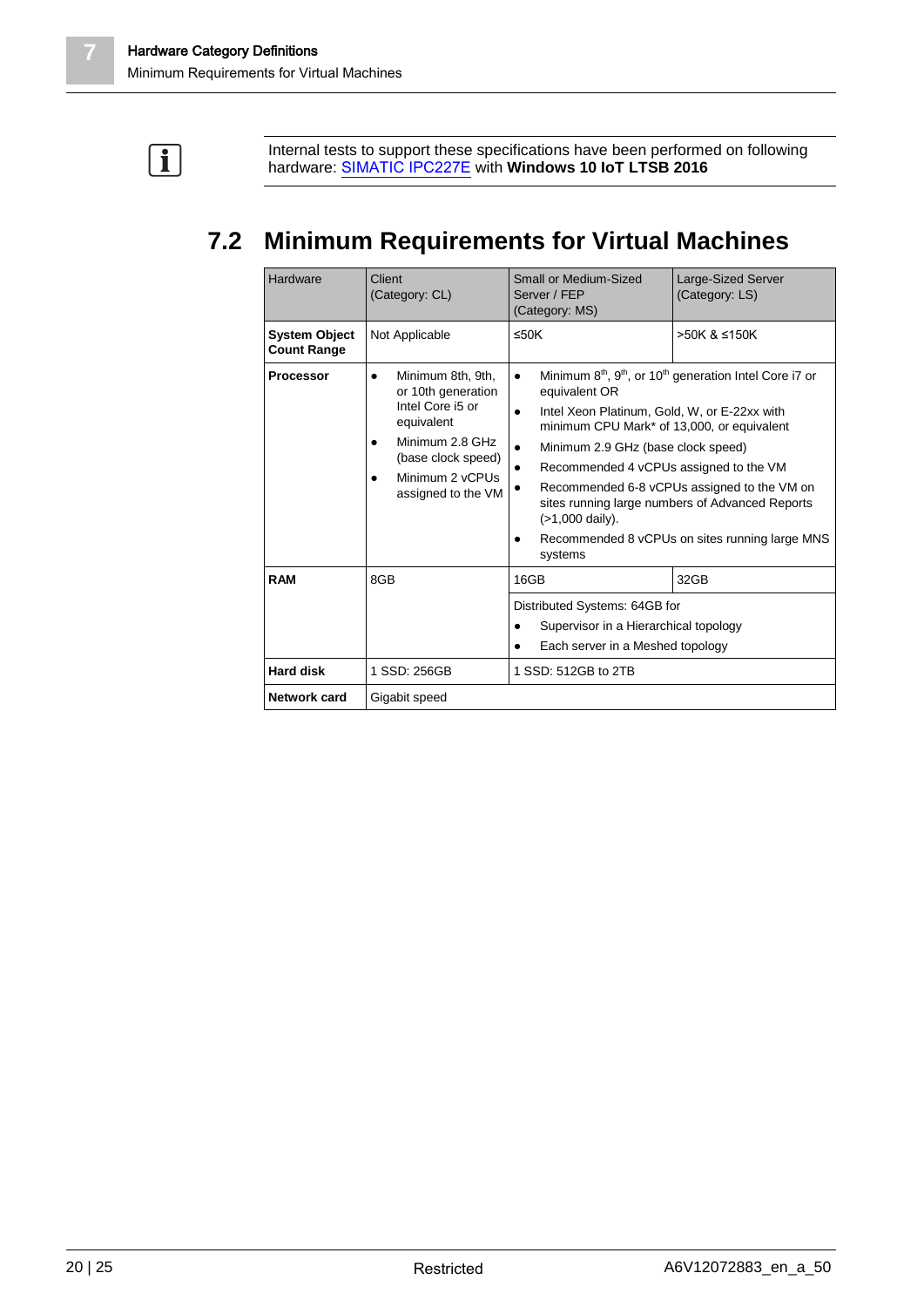Internal tests to support these specifications have been performed on following hardware: SIMATIC IPC227E with **Windows 10 IoT LTSB 2016**

## 7.2 Minimum Requirements for Virtual Machines

| Hardware | Client (Category: CL) | Small or Medium-Sized Server / FEP (Category: MS) | Large-Sized Server (Category: LS) |
|---|---|---|---|
| **System Object Count Range** | Not Applicable | ≤50K | >50K & ≤150K |
| **Processor** | • Minimum 8th, 9th, or 10th generation Intel Core i5 or equivalent<br>• Minimum 2.8 GHz (base clock speed)<br>• Minimum 2 vCPUs assigned to the VM | • Minimum 8th, 9th, or 10th generation Intel Core i7 or equivalent OR<br>• Intel Xeon Platinum, Gold, W, or E-22xx with minimum CPU Mark* of 13,000, or equivalent<br>• Minimum 2.9 GHz (base clock speed)<br>• Recommended 4 vCPUs assigned to the VM<br>• Recommended 6-8 vCPUs assigned to the VM on sites running large numbers of Advanced Reports (>1,000 daily).<br>• Recommended 8 vCPUs on sites running large MNS systems | |
| **RAM** | 8GB | 16GB | 32GB |
| | | Distributed Systems: 64GB for<br>• Supervisor in a Hierarchical topology<br>• Each server in a Meshed topology | |
| **Hard disk** | 1 SSD: 256GB | 1 SSD: 512GB to 2TB | |
| **Network card** | Gigabit speed | | |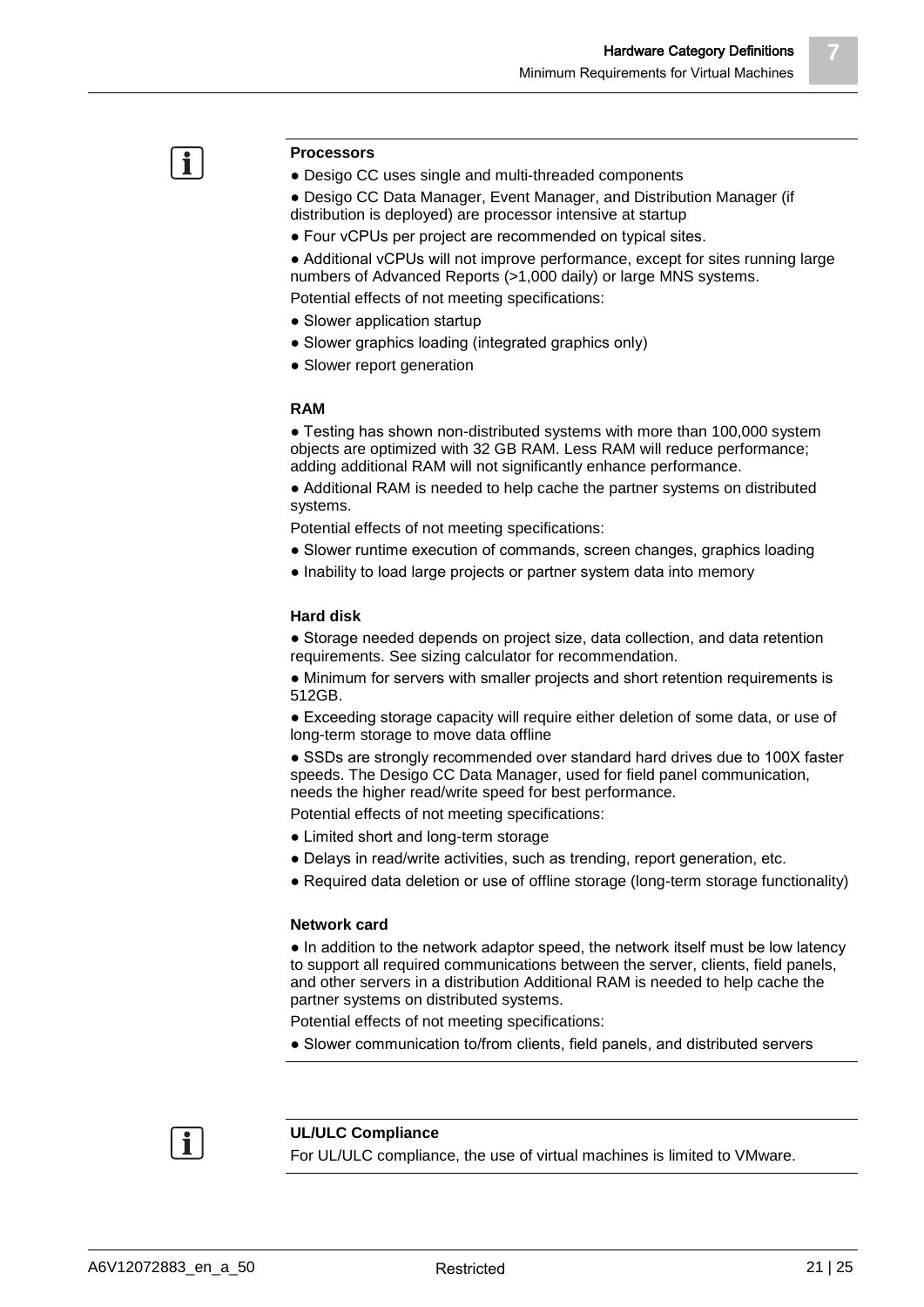**Processors**

- Desigo CC uses single and multi-threaded components
- Desigo CC Data Manager, Event Manager, and Distribution Manager (if distribution is deployed) are processor intensive at startup
- Four vCPUs per project are recommended on typical sites.
- Additional vCPUs will not improve performance, except for sites running large numbers of Advanced Reports (>1,000 daily) or large MNS systems.

Potential effects of not meeting specifications:

- Slower application startup
- Slower graphics loading (integrated graphics only)
- Slower report generation

**RAM**

- Testing has shown non-distributed systems with more than 100,000 system objects are optimized with 32 GB RAM. Less RAM will reduce performance; adding additional RAM will not significantly enhance performance.
- Additional RAM is needed to help cache the partner systems on distributed systems.

Potential effects of not meeting specifications:

- Slower runtime execution of commands, screen changes, graphics loading
- Inability to load large projects or partner system data into memory

**Hard disk**

- Storage needed depends on project size, data collection, and data retention requirements. See sizing calculator for recommendation.
- Minimum for servers with smaller projects and short retention requirements is 512GB.
- Exceeding storage capacity will require either deletion of some data, or use of long-term storage to move data offline
- SSDs are strongly recommended over standard hard drives due to 100X faster speeds. The Desigo CC Data Manager, used for field panel communication, needs the higher read/write speed for best performance.

Potential effects of not meeting specifications:

- Limited short and long-term storage
- Delays in read/write activities, such as trending, report generation, etc.
- Required data deletion or use of offline storage (long-term storage functionality)

**Network card**

- In addition to the network adaptor speed, the network itself must be low latency to support all required communications between the server, clients, field panels, and other servers in a distribution Additional RAM is needed to help cache the partner systems on distributed systems.

Potential effects of not meeting specifications:

- Slower communication to/from clients, field panels, and distributed servers

**UL/ULC Compliance**

For UL/ULC compliance, the use of virtual machines is limited to VMware.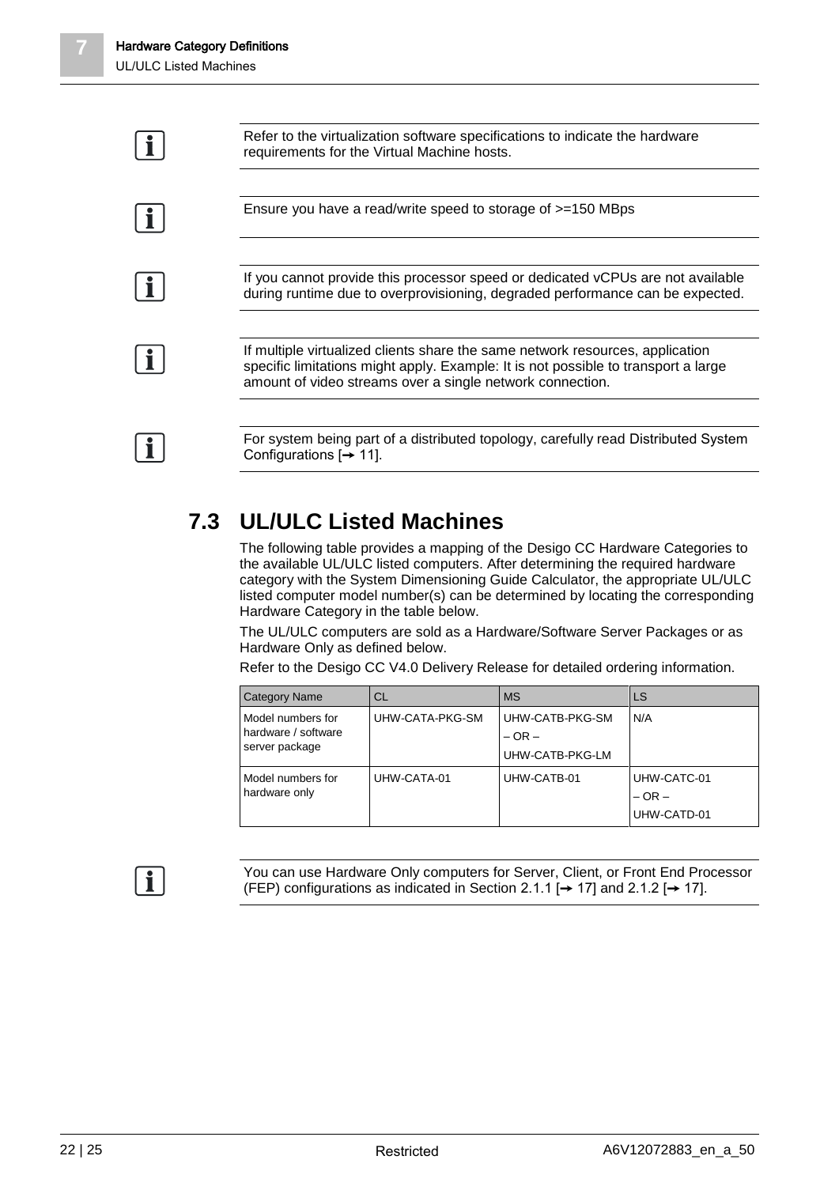Refer to the virtualization software specifications to indicate the hardware requirements for the Virtual Machine hosts.

Ensure you have a read/write speed to storage of >=150 MBps

If you cannot provide this processor speed or dedicated vCPUs are not available during runtime due to overprovisioning, degraded performance can be expected.

If multiple virtualized clients share the same network resources, application specific limitations might apply. Example: It is not possible to transport a large amount of video streams over a single network connection.

For system being part of a distributed topology, carefully read Distributed System Configurations [→ 11].

## 7.3 UL/ULC Listed Machines

The following table provides a mapping of the Desigo CC Hardware Categories to the available UL/ULC listed computers. After determining the required hardware category with the System Dimensioning Guide Calculator, the appropriate UL/ULC listed computer model number(s) can be determined by locating the corresponding Hardware Category in the table below.

The UL/ULC computers are sold as a Hardware/Software Server Packages or as Hardware Only as defined below.

Refer to the Desigo CC V4.0 Delivery Release for detailed ordering information.

| Category Name | CL | MS | LS |
|---|---|---|---|
| Model numbers for hardware / software server package | UHW-CATA-PKG-SM | UHW-CATB-PKG-SM<br>– OR –<br>UHW-CATB-PKG-LM | N/A |
| Model numbers for hardware only | UHW-CATA-01 | UHW-CATB-01 | UHW-CATC-01<br>– OR –<br>UHW-CATD-01 |

You can use Hardware Only computers for Server, Client, or Front End Processor (FEP) configurations as indicated in Section 2.1.1 [→ 17] and 2.1.2 [→ 17].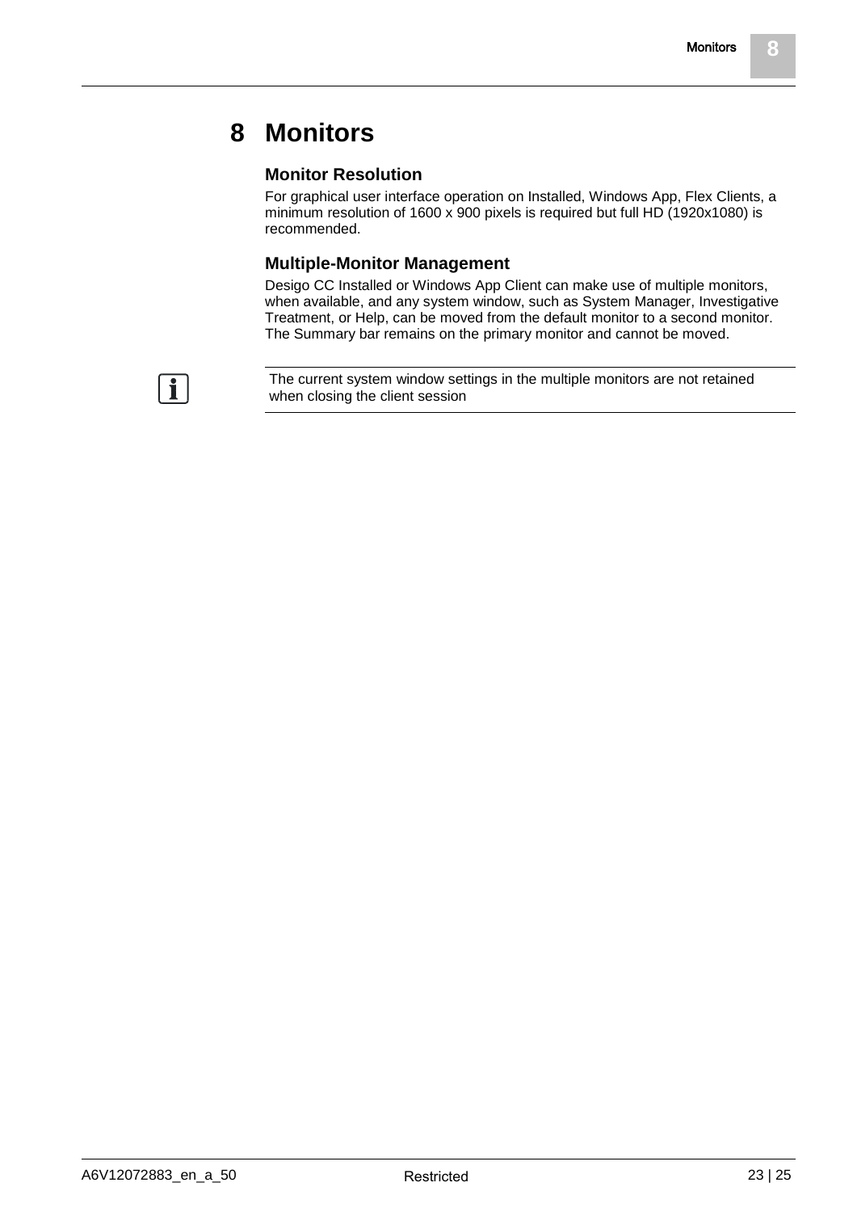# 8 Monitors

## Monitor Resolution

For graphical user interface operation on Installed, Windows App, Flex Clients, a minimum resolution of 1600 x 900 pixels is required but full HD (1920x1080) is recommended.

## Multiple-Monitor Management

Desigo CC Installed or Windows App Client can make use of multiple monitors, when available, and any system window, such as System Manager, Investigative Treatment, or Help, can be moved from the default monitor to a second monitor. The Summary bar remains on the primary monitor and cannot be moved.

The current system window settings in the multiple monitors are not retained when closing the client session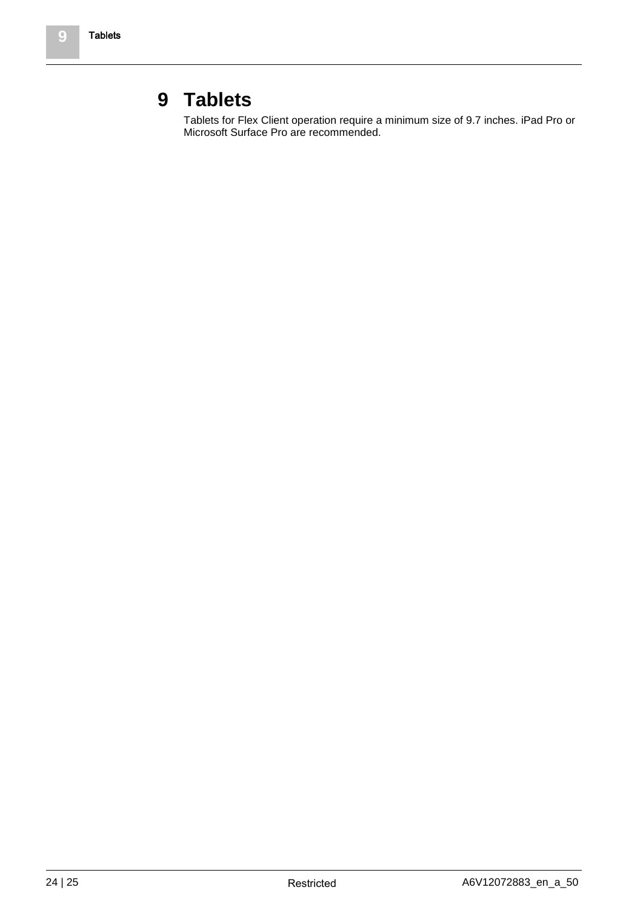# 9 Tablets

Tablets for Flex Client operation require a minimum size of 9.7 inches. iPad Pro or Microsoft Surface Pro are recommended.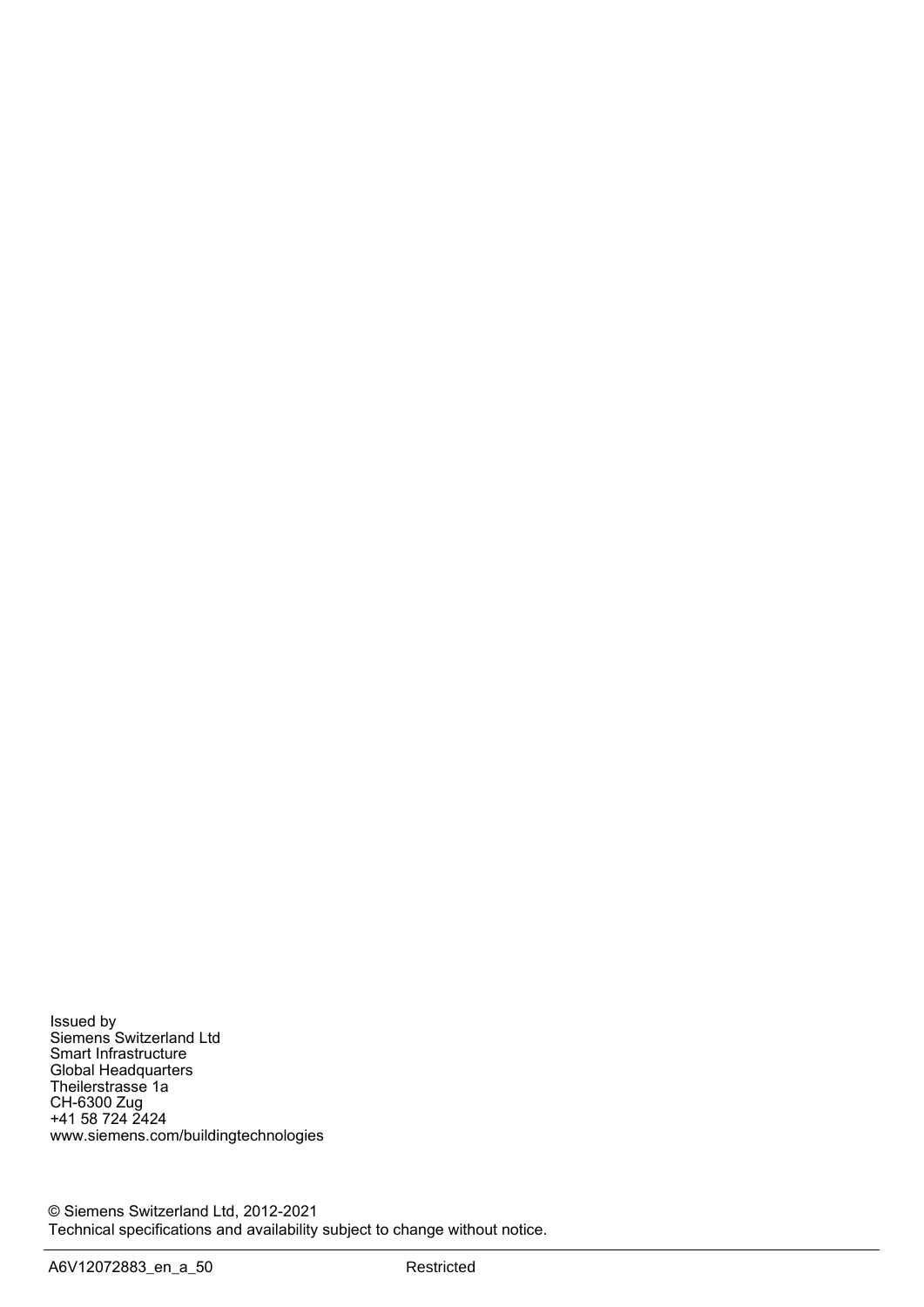Issued by
Siemens Switzerland Ltd
Smart Infrastructure
Global Headquarters
Theilerstrasse 1a
CH-6300 Zug
+41 58 724 2424
www.siemens.com/buildingtechnologies

© Siemens Switzerland Ltd, 2012-2021
Technical specifications and availability subject to change without notice.

A6V12072883_en_a_50 Restricted